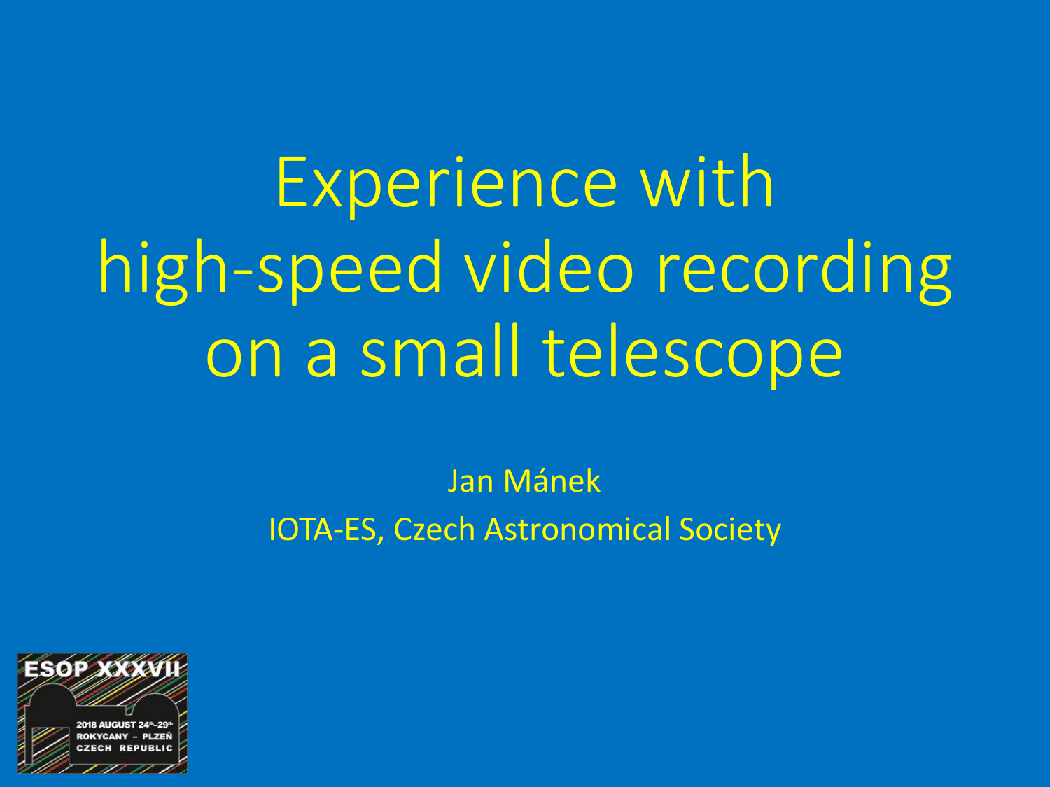# Experience with high-speed video recording on a small telescope

Jan Mánek

IOTA-ES, Czech Astronomical Society

ESOP XXXVII

2018 AUGUST 24th–29th

ROKYCANY – PLZEŇ

CZECH REPUBLIC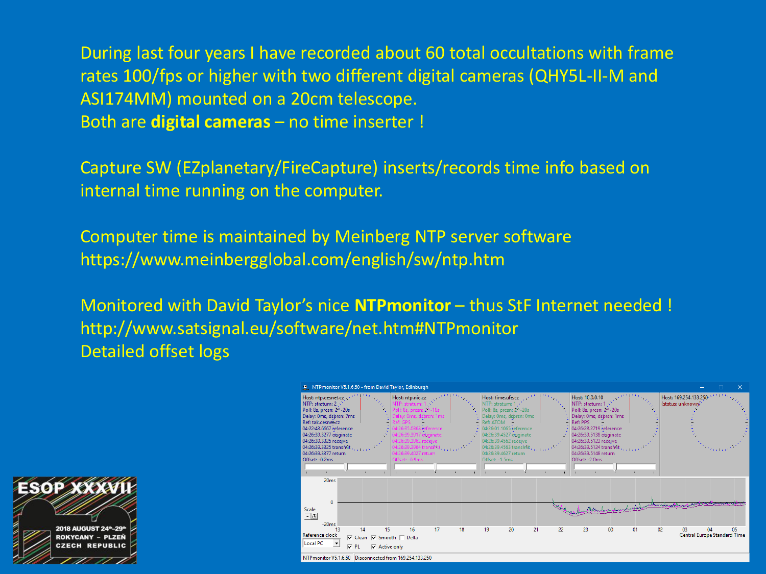During last four years I have recorded about 60 total occultations with frame rates 100/fps or higher with two different digital cameras (QHY5L-II-M and ASI174MM) mounted on a 20cm telescope.
Both are **digital cameras** – no time inserter !

Capture SW (EZplanetary/FireCapture) inserts/records time info based on internal time running on the computer.

Computer time is maintained by Meinberg NTP server software
https://www.meinbergglobal.com/english/sw/ntp.htm

Monitored with David Taylor's nice **NTPmonitor** – thus StF Internet needed !
http://www.satsignal.eu/software/net.htm#NTPmonitor
Detailed offset logs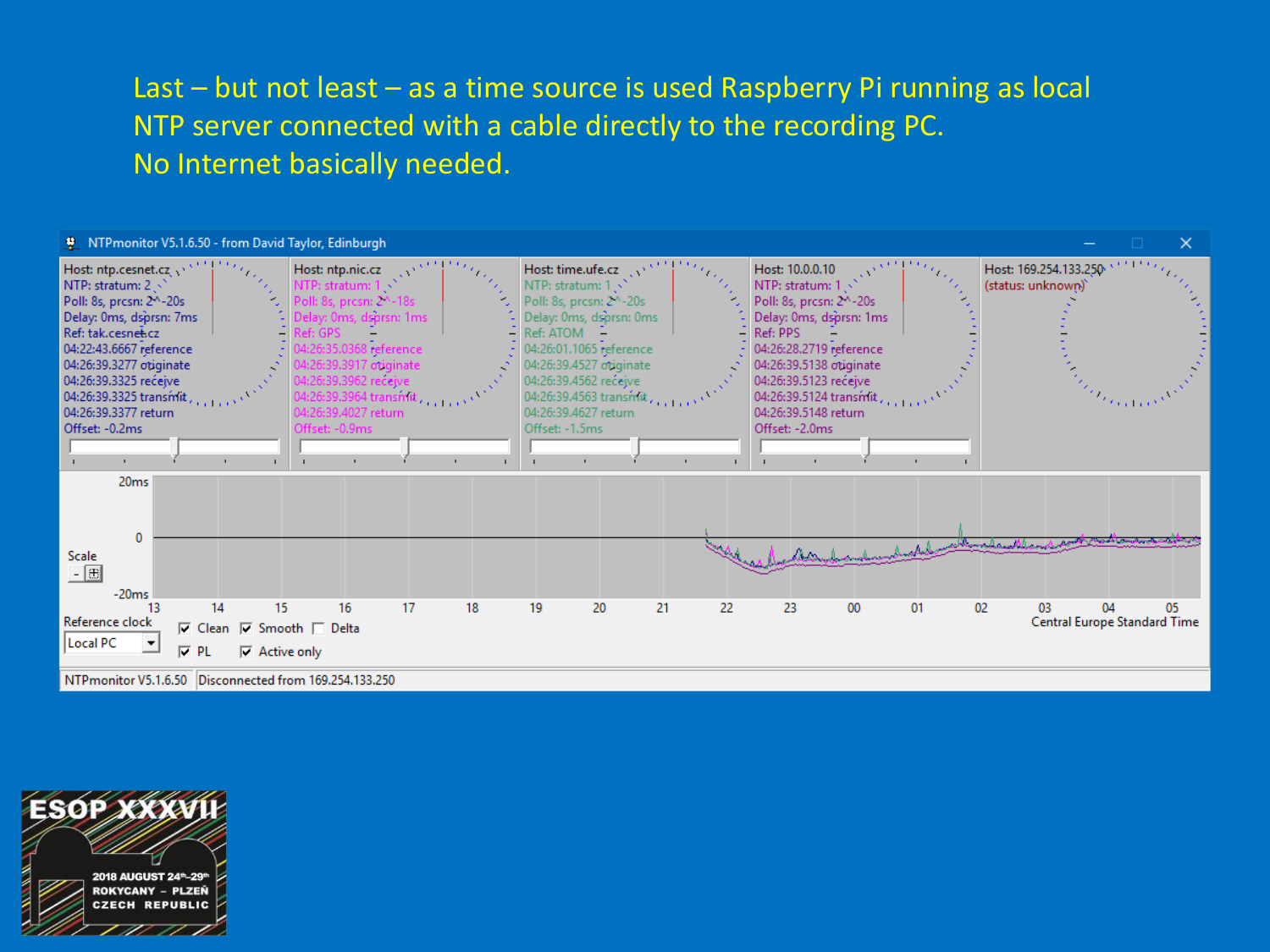Last – but not least – as a time source is used Raspberry Pi running as local NTP server connected with a cable directly to the recording PC.
No Internet basically needed.

NTPmonitor V5.1.6.50 - from David Taylor, Edinburgh

Host: ntp.cesnet.cz
NTP: stratum: 2
Poll: 8s, prcsn: 2^-20s
Delay: 0ms, dsprsn: 7ms
Ref: tak.cesnet.cz
04:22:43.6667 reference
04:26:39.3277 originate
04:26:39.3325 receive
04:26:39.3325 transmit
04:26:39.3377 return
Offset: -0.2ms

Host: ntp.nic.cz
NTP: stratum: 1
Poll: 8s, prcsn: 2^-18s
Delay: 0ms, dsprsn: 1ms
Ref: GPS
04:26:35.0368 reference
04:26:39.3917 originate
04:26:39.3962 receive
04:26:39.3964 transmit
04:26:39.4027 return
Offset: -0.9ms

Host: time.ufe.cz
NTP: stratum: 1
Poll: 8s, prcsn: 2^-20s
Delay: 0ms, dsprsn: 0ms
Ref: ATOM
04:26:01.1065 reference
04:26:39.4527 originate
04:26:39.4562 receive
04:26:39.4563 transmit
04:26:39.4627 return
Offset: -1.5ms

Host: 10.0.0.10
NTP: stratum: 1
Poll: 8s, prcsn: 2^-20s
Delay: 0ms, dsprsn: 1ms
Ref: PPS
04:26:28.2719 reference
04:26:39.5138 originate
04:26:39.5123 receive
04:26:39.5124 transmit
04:26:39.5148 return
Offset: -2.0ms

Host: 169.254.133.250
(status: unknown)

20ms
0
-20ms
Scale
13 14 15 16 17 18 19 20 21 22 23 00 01 02 03 04 05
Central Europe Standard Time

Reference clock: Local PC
Clean, Smooth, Delta, PL, Active only

NTPmonitor V5.1.6.50 | Disconnected from 169.254.133.250

ESOP XXXVII
2018 AUGUST 24th–29th
ROKYCANY – PLZEŇ
CZECH REPUBLIC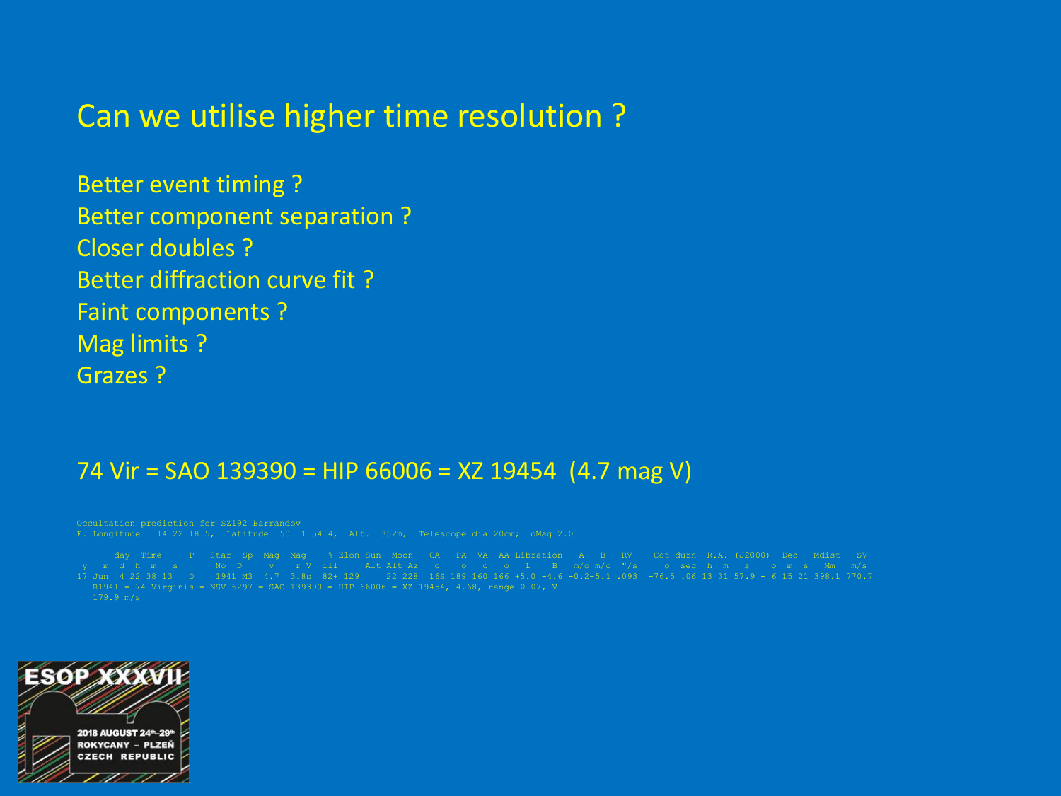# Can we utilise higher time resolution ?

Better event timing ?
Better component separation ?
Closer doubles ?
Better diffraction curve fit ?
Faint components ?
Mag limits ?
Grazes ?

74 Vir = SAO 139390 = HIP 66006 = XZ 19454  (4.7 mag V)

```
Occultation prediction for SZ192 Barrandov
E. Longitude   14 22 18.5,  Latitude  50  1 54.4,  Alt.  352m;  Telescope dia 20cm;  dMag 2.0

      day  Time     P   Star  Sp  Mag  Mag    % Elon Sun  Moon   CA   PA  VA  AA Libration   A   B   RV    Cct durn  R.A. (J2000)  Dec    Mdist   SV
 y   m  d  h  m   s       No  D     v    r V  ill     Alt Alt Az   o     o   o   o   L    B   m/o m/o  "/s     o  sec  h  m   s    o  m  s   Mm    m/s
17 Jun  4 22 38 13   D    1941 M3  4.7  3.8s  82+ 129     22 228  16S 189 160 166 +5.0 -4.6 -0.2-5.1 .093  -76.5 .06 13 31 57.9 - 6 15 21 398.1 770.7
   R1941 = 74 Virginis = NSV 6297 = SAO 139390 = HIP 66006 = XZ 19454, 4.68, range 0.07, V
   179.9 m/s
```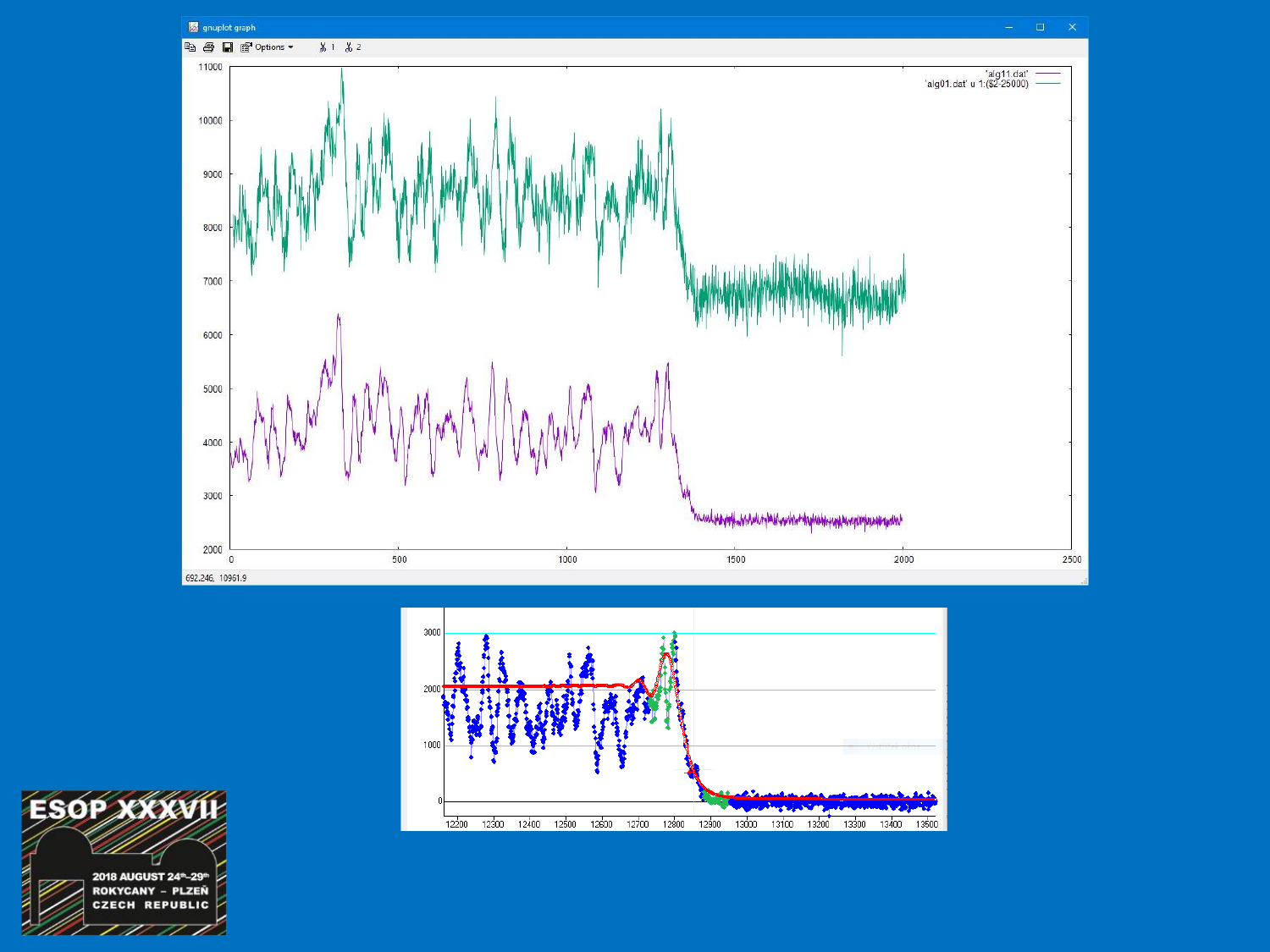gnuplot graph

Options

'alg11.dat'

'alg01.dat' u 1:($2-25000)

11000
10000
9000
8000
7000
6000
5000
4000
3000
2000

0
500
1000
1500
2000
2500

692.246, 10961.9

3000
2000
1000
0

12200
12300
12400
12500
12600
12700
12800
12900
13000
13100
13200
13300
13400
13500

ESOP XXXVII

2018 AUGUST 24th–29th
ROKYCANY – PLZEŇ
CZECH REPUBLIC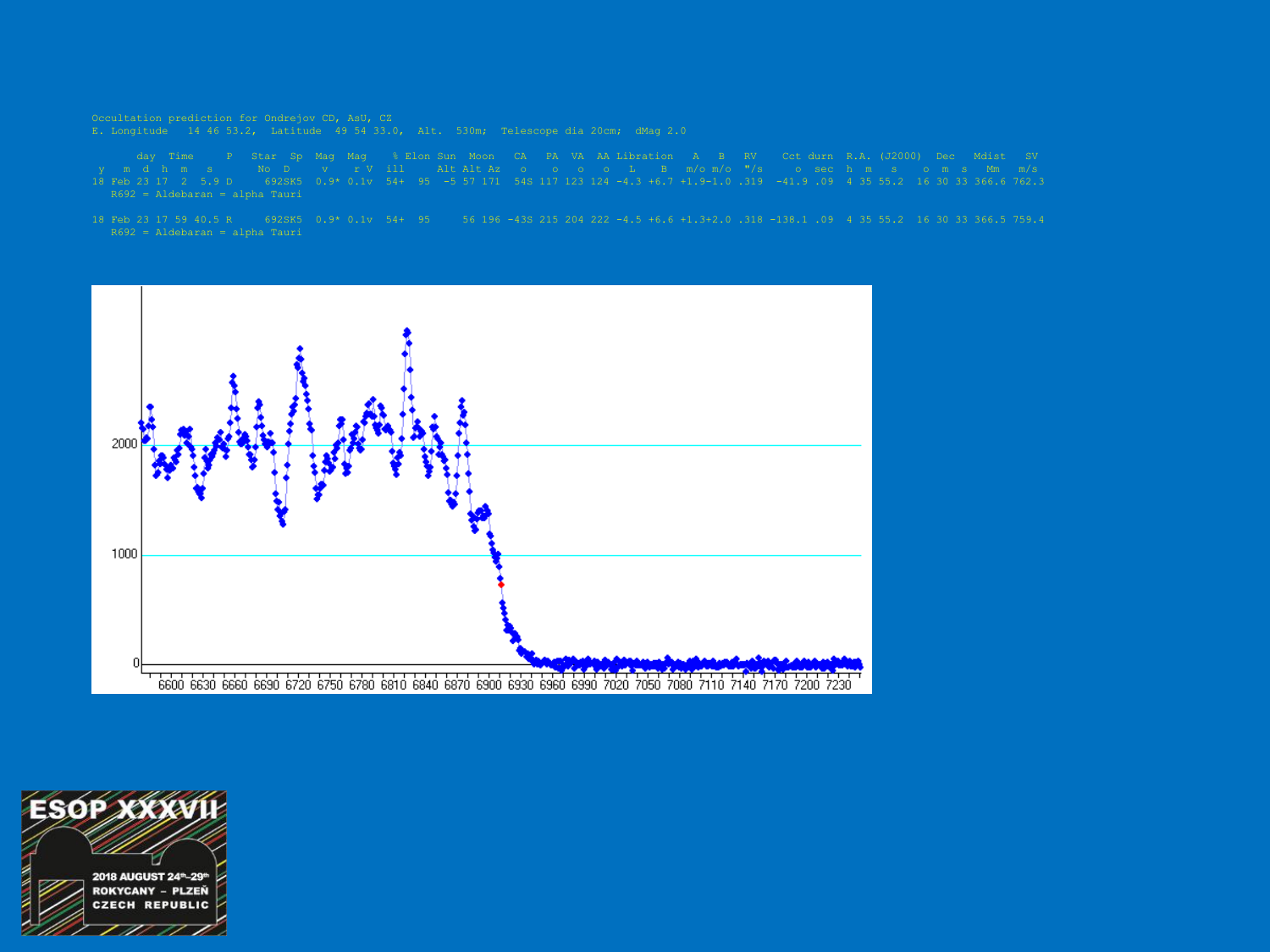Occultation prediction for Ondrejov CD, AsU, CZ
E. Longitude 14 46 53.2, Latitude 49 54 33.0, Alt. 530m; Telescope dia 20cm; dMag 2.0

```
       day  Time      P   Star  Sp  Mag   Mag     % Elon Sun  Moon    CA    PA  VA   AA Libration    A    B    RV    Cct durn  R.A. (J2000)   Dec      Mdist    SV
 y   m d  h  m   s         No  D      v     r V  ill      Alt Alt Az    o     o   o    o    L     B   m/o m/o  "/s     o  sec  h  m   s     o  m  s     Mm     m/s
18 Feb 23 17  2  5.9 D     692SK5  0.9* 0.1v  54+  95   -5 57 171  54S 117 123 124 -4.3 +6.7 +1.9-1.0 .319  -41.9 .09  4 35 55.2  16 30 33 366.6 762.3
   R692 = Aldebaran = alpha Tauri

18 Feb 23 17 59 40.5 R     692SK5  0.9* 0.1v  54+  95      56 196 -43S 215 204 222 -4.5 +6.6 +1.3+2.0 .318 -138.1 .09  4 35 55.2  16 30 33 366.5 759.4
   R692 = Aldebaran = alpha Tauri
```

2000
1000
0
6600 6630 6660 6690 6720 6750 6780 6810 6840 6870 6900 6930 6960 6990 7020 7050 7080 7110 7140 7170 7200 7230

ESOP XXXVII
2018 AUGUST 24th–29th
ROKYCANY – PLZEŇ
CZECH REPUBLIC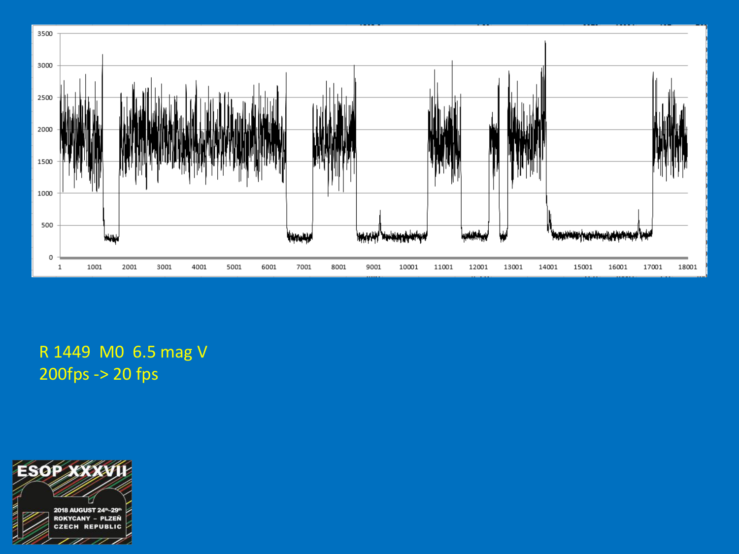3500
3000
2500
2000
1500
1000
500
0

1 1001 2001 3001 4001 5001 6001 7001 8001 9001 10001 11001 12001 13001 14001 15001 16001 17001 18001

R 1449 M0 6.5 mag V

200fps -> 20 fps

ESOP XXXVII

2018 AUGUST 24th–29th

ROKYCANY – PLZEŇ

CZECH REPUBLIC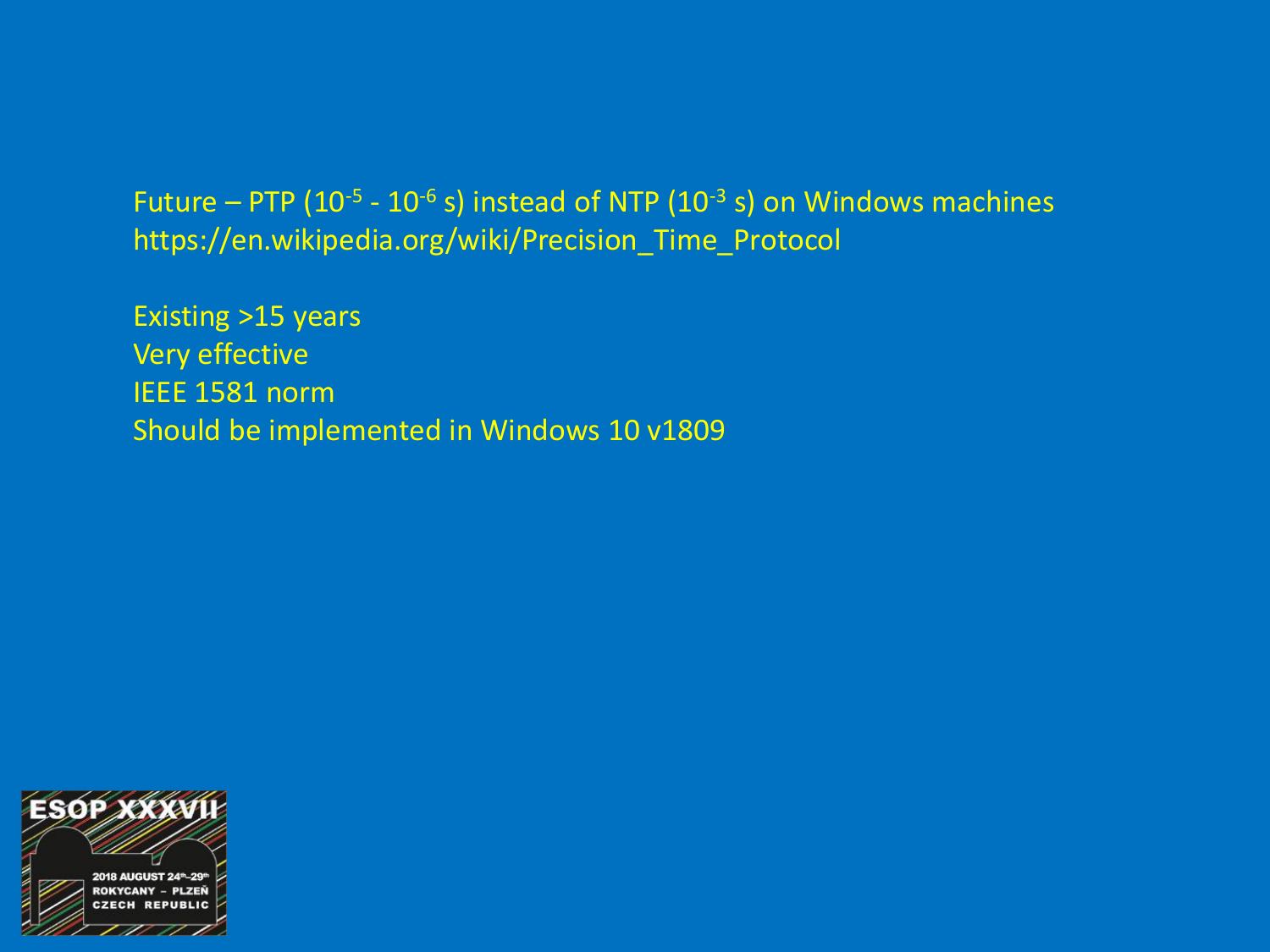Future – PTP ($10^{-5}$ - $10^{-6}$ s) instead of NTP ($10^{-3}$ s) on Windows machines
https://en.wikipedia.org/wiki/Precision_Time_Protocol

Existing >15 years
Very effective
IEEE 1581 norm
Should be implemented in Windows 10 v1809